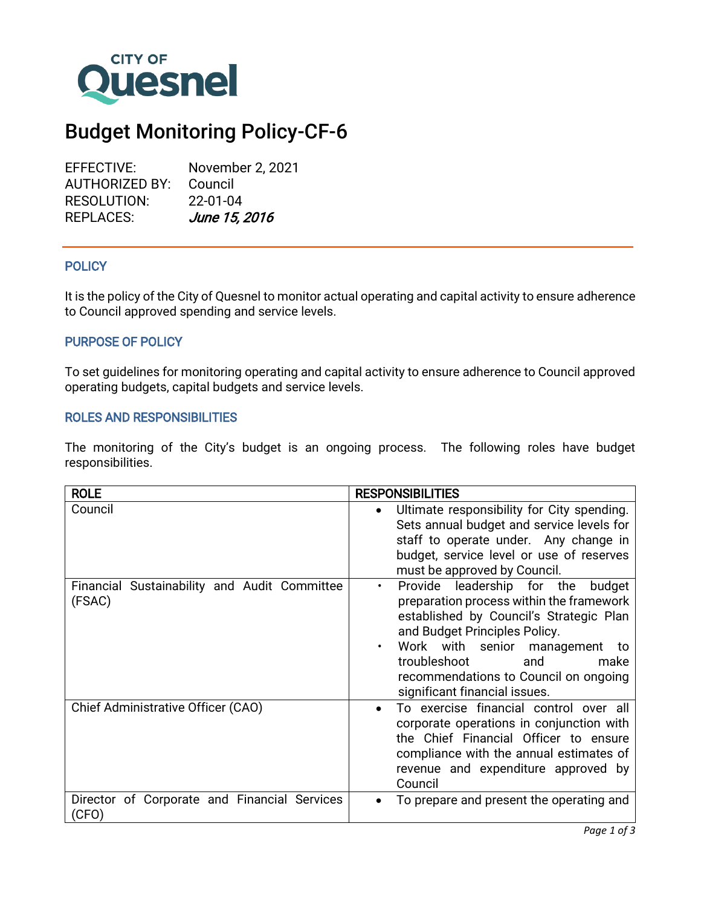CITY OF **Quesnel**

# Budget Monitoring Policy-CF-6

EFFECTIVE: November 2, 2021
AUTHORIZED BY: Council
RESOLUTION: 22-01-04
REPLACES: *June 15, 2016*

## POLICY

It is the policy of the City of Quesnel to monitor actual operating and capital activity to ensure adherence to Council approved spending and service levels.

## PURPOSE OF POLICY

To set guidelines for monitoring operating and capital activity to ensure adherence to Council approved operating budgets, capital budgets and service levels.

## ROLES AND RESPONSIBILITIES

The monitoring of the City's budget is an ongoing process. The following roles have budget responsibilities.

| ROLE | RESPONSIBILITIES |
|---|---|
| Council | • Ultimate responsibility for City spending. Sets annual budget and service levels for staff to operate under. Any change in budget, service level or use of reserves must be approved by Council. |
| Financial Sustainability and Audit Committee (FSAC) | • Provide leadership for the budget preparation process within the framework established by Council's Strategic Plan and Budget Principles Policy.<br>• Work with senior management to troubleshoot and make recommendations to Council on ongoing significant financial issues. |
| Chief Administrative Officer (CAO) | • To exercise financial control over all corporate operations in conjunction with the Chief Financial Officer to ensure compliance with the annual estimates of revenue and expenditure approved by Council |
| Director of Corporate and Financial Services (CFO) | • To prepare and present the operating and |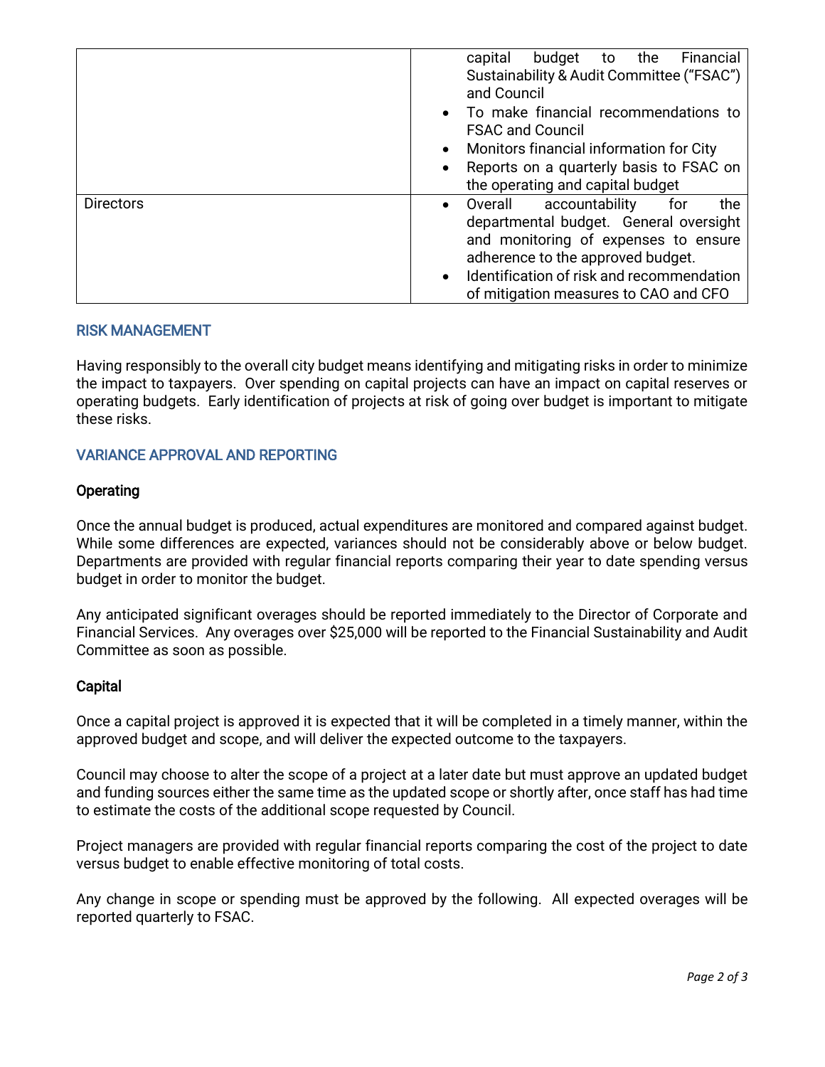|  |  |
|---|---|
|  | capital budget to the Financial Sustainability & Audit Committee ("FSAC") and Council<br>• To make financial recommendations to FSAC and Council<br>• Monitors financial information for City<br>• Reports on a quarterly basis to FSAC on the operating and capital budget |
| Directors | • Overall accountability for the departmental budget. General oversight and monitoring of expenses to ensure adherence to the approved budget.<br>• Identification of risk and recommendation of mitigation measures to CAO and CFO |

## RISK MANAGEMENT

Having responsibly to the overall city budget means identifying and mitigating risks in order to minimize the impact to taxpayers. Over spending on capital projects can have an impact on capital reserves or operating budgets. Early identification of projects at risk of going over budget is important to mitigate these risks.

## VARIANCE APPROVAL AND REPORTING

### Operating

Once the annual budget is produced, actual expenditures are monitored and compared against budget. While some differences are expected, variances should not be considerably above or below budget. Departments are provided with regular financial reports comparing their year to date spending versus budget in order to monitor the budget.

Any anticipated significant overages should be reported immediately to the Director of Corporate and Financial Services. Any overages over $25,000 will be reported to the Financial Sustainability and Audit Committee as soon as possible.

### Capital

Once a capital project is approved it is expected that it will be completed in a timely manner, within the approved budget and scope, and will deliver the expected outcome to the taxpayers.

Council may choose to alter the scope of a project at a later date but must approve an updated budget and funding sources either the same time as the updated scope or shortly after, once staff has had time to estimate the costs of the additional scope requested by Council.

Project managers are provided with regular financial reports comparing the cost of the project to date versus budget to enable effective monitoring of total costs.

Any change in scope or spending must be approved by the following. All expected overages will be reported quarterly to FSAC.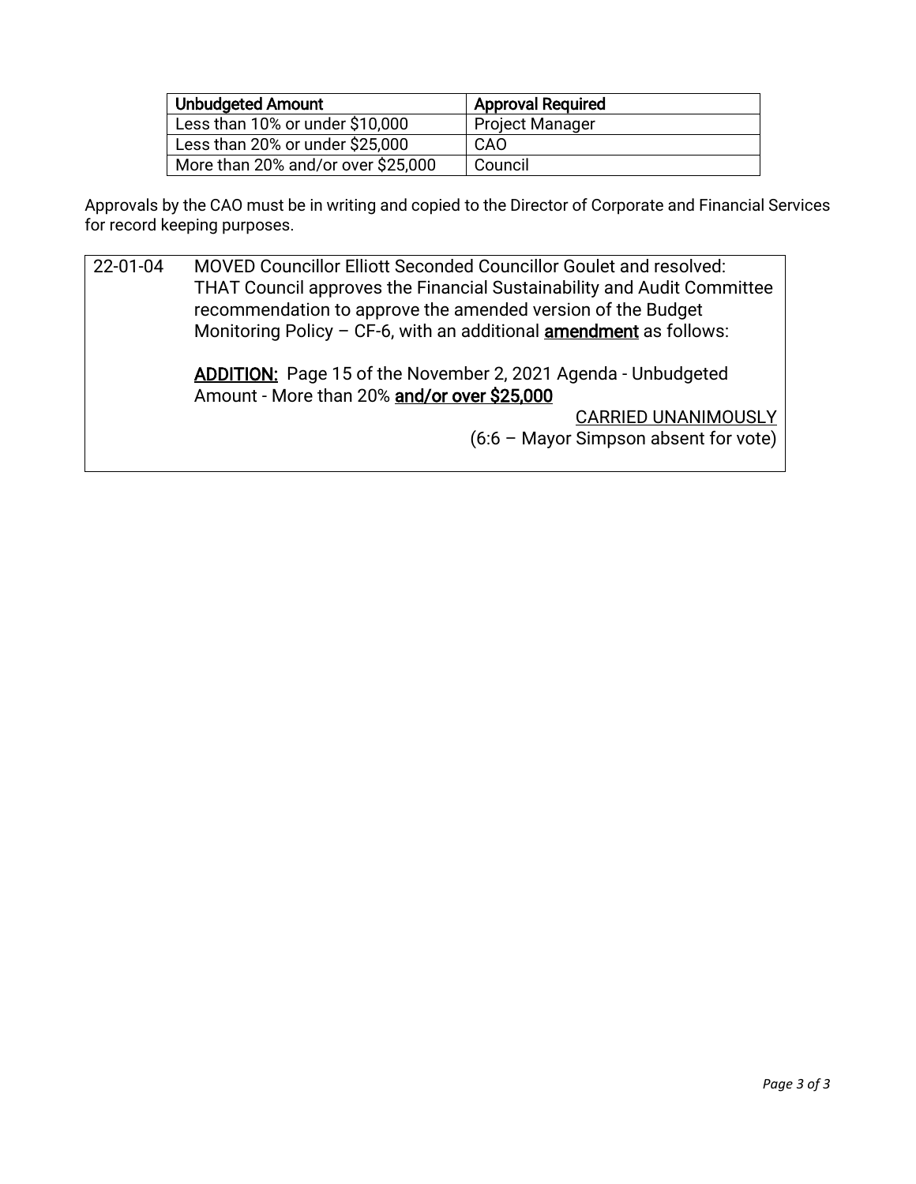| **Unbudgeted Amount** | **Approval Required** |
| --- | --- |
| Less than 10% or under $10,000 | Project Manager |
| Less than 20% or under $25,000 | CAO |
| More than 20% and/or over $25,000 | Council |

Approvals by the CAO must be in writing and copied to the Director of Corporate and Financial Services for record keeping purposes.

| | |
| --- | --- |
| 22-01-04 | MOVED Councillor Elliott Seconded Councillor Goulet and resolved: THAT Council approves the Financial Sustainability and Audit Committee recommendation to approve the amended version of the Budget Monitoring Policy – CF-6, with an additional **amendment** as follows:<br><br>**ADDITION:** Page 15 of the November 2, 2021 Agenda - Unbudgeted Amount - More than 20% **and/or over $25,000**<br><br>CARRIED UNANIMOUSLY<br>(6:6 – Mayor Simpson absent for vote) |